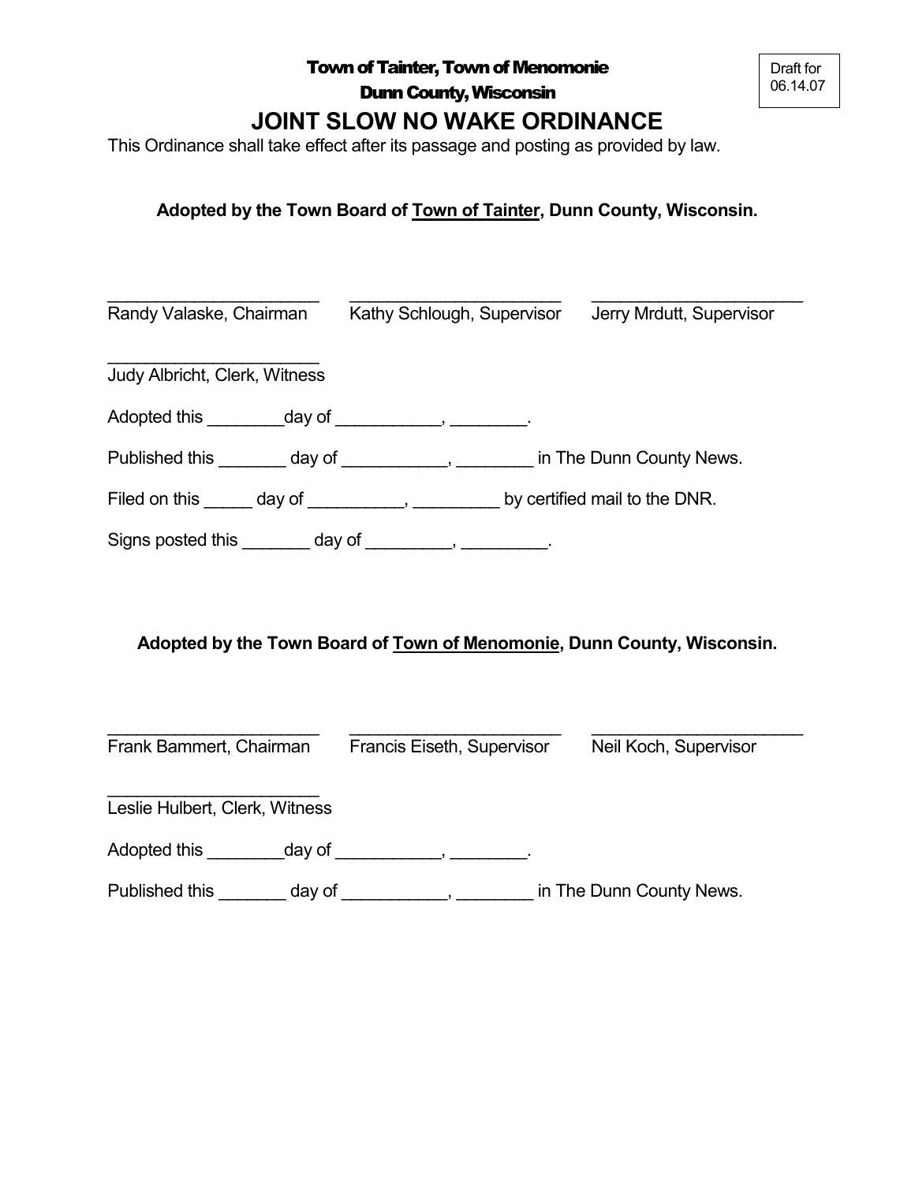Draft for 06.14.07

**Town of Tainter, Town of Menomonie**

**Dunn County, Wisconsin**

# JOINT SLOW NO WAKE ORDINANCE

This Ordinance shall take effect after its passage and posting as provided by law.

**Adopted by the Town Board of Town of Tainter, Dunn County, Wisconsin.**

______________________ ______________________ ______________________
Randy Valaske, Chairman Kathy Schlough, Supervisor Jerry Mrdutt, Supervisor

______________________
Judy Albricht, Clerk, Witness

Adopted this ________day of ___________, ________.

Published this _______ day of ___________, ________ in The Dunn County News.

Filed on this _____ day of __________, _________ by certified mail to the DNR.

Signs posted this _______ day of _________, _________.

**Adopted by the Town Board of Town of Menomonie, Dunn County, Wisconsin.**

______________________ ______________________ ______________________
Frank Bammert, Chairman Francis Eiseth, Supervisor Neil Koch, Supervisor

______________________
Leslie Hulbert, Clerk, Witness

Adopted this ________day of ___________, ________.

Published this _______ day of ___________, ________ in The Dunn County News.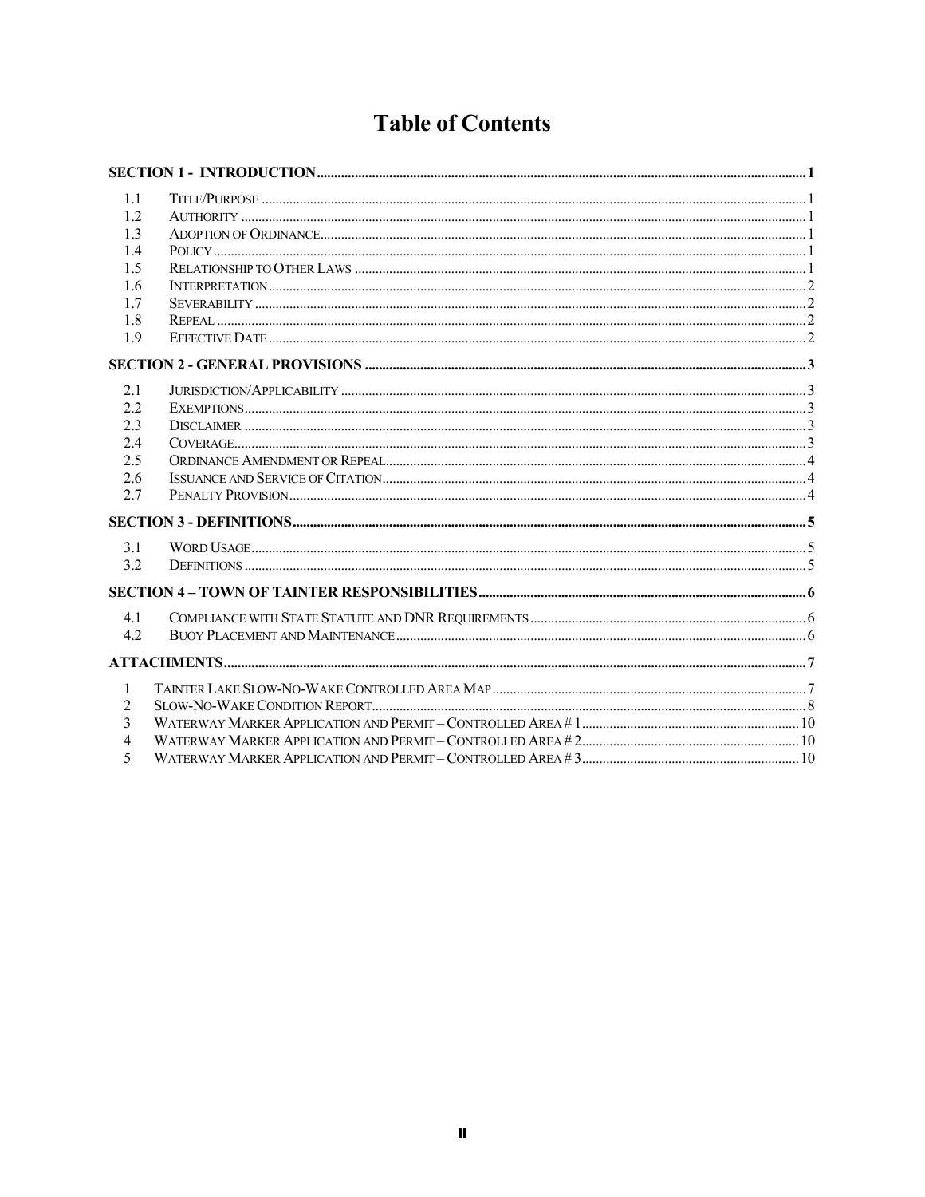# Table of Contents

| | | |
|---|---|---|
| **SECTION 1 - INTRODUCTION** | | **1** |
| 1.1 | TITLE/PURPOSE | 1 |
| 1.2 | AUTHORITY | 1 |
| 1.3 | ADOPTION OF ORDINANCE | 1 |
| 1.4 | POLICY | 1 |
| 1.5 | RELATIONSHIP TO OTHER LAWS | 1 |
| 1.6 | INTERPRETATION | 2 |
| 1.7 | SEVERABILITY | 2 |
| 1.8 | REPEAL | 2 |
| 1.9 | EFFECTIVE DATE | 2 |
| **SECTION 2 - GENERAL PROVISIONS** | | **3** |
| 2.1 | JURISDICTION/APPLICABILITY | 3 |
| 2.2 | EXEMPTIONS | 3 |
| 2.3 | DISCLAIMER | 3 |
| 2.4 | COVERAGE | 3 |
| 2.5 | ORDINANCE AMENDMENT OR REPEAL | 4 |
| 2.6 | ISSUANCE AND SERVICE OF CITATION | 4 |
| 2.7 | PENALTY PROVISION | 4 |
| **SECTION 3 - DEFINITIONS** | | **5** |
| 3.1 | WORD USAGE | 5 |
| 3.2 | DEFINITIONS | 5 |
| **SECTION 4 – TOWN OF TAINTER RESPONSIBILITIES** | | **6** |
| 4.1 | COMPLIANCE WITH STATE STATUTE AND DNR REQUIREMENTS | 6 |
| 4.2 | BUOY PLACEMENT AND MAINTENANCE | 6 |
| **ATTACHMENTS** | | **7** |
| 1 | TAINTER LAKE SLOW-NO-WAKE CONTROLLED AREA MAP | 7 |
| 2 | SLOW-NO-WAKE CONDITION REPORT | 8 |
| 3 | WATERWAY MARKER APPLICATION AND PERMIT – CONTROLLED AREA # 1 | 10 |
| 4 | WATERWAY MARKER APPLICATION AND PERMIT – CONTROLLED AREA # 2 | 10 |
| 5 | WATERWAY MARKER APPLICATION AND PERMIT – CONTROLLED AREA # 3 | 10 |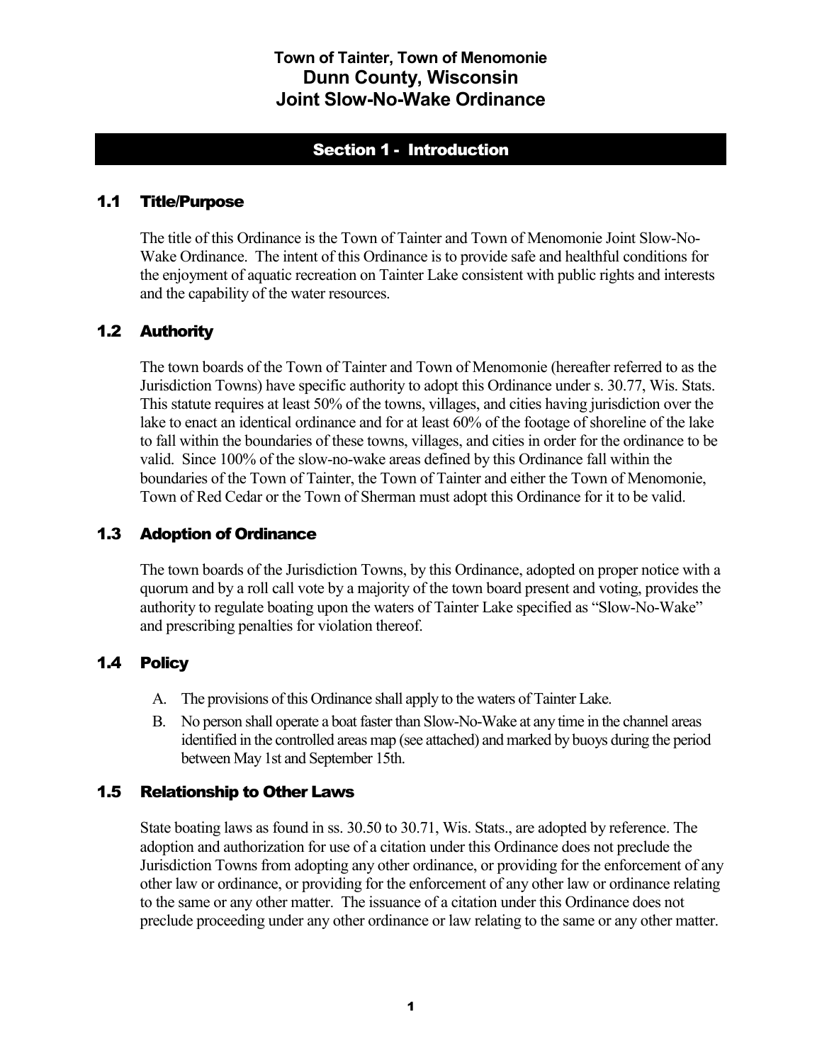**Town of Tainter, Town of Menomonie**
# Dunn County, Wisconsin
# Joint Slow-No-Wake Ordinance

## Section 1 - Introduction

### 1.1 Title/Purpose

The title of this Ordinance is the Town of Tainter and Town of Menomonie Joint Slow-No-Wake Ordinance. The intent of this Ordinance is to provide safe and healthful conditions for the enjoyment of aquatic recreation on Tainter Lake consistent with public rights and interests and the capability of the water resources.

### 1.2 Authority

The town boards of the Town of Tainter and Town of Menomonie (hereafter referred to as the Jurisdiction Towns) have specific authority to adopt this Ordinance under s. 30.77, Wis. Stats. This statute requires at least 50% of the towns, villages, and cities having jurisdiction over the lake to enact an identical ordinance and for at least 60% of the footage of shoreline of the lake to fall within the boundaries of these towns, villages, and cities in order for the ordinance to be valid. Since 100% of the slow-no-wake areas defined by this Ordinance fall within the boundaries of the Town of Tainter, the Town of Tainter and either the Town of Menomonie, Town of Red Cedar or the Town of Sherman must adopt this Ordinance for it to be valid.

### 1.3 Adoption of Ordinance

The town boards of the Jurisdiction Towns, by this Ordinance, adopted on proper notice with a quorum and by a roll call vote by a majority of the town board present and voting, provides the authority to regulate boating upon the waters of Tainter Lake specified as "Slow-No-Wake" and prescribing penalties for violation thereof.

### 1.4 Policy

A. The provisions of this Ordinance shall apply to the waters of Tainter Lake.

B. No person shall operate a boat faster than Slow-No-Wake at any time in the channel areas identified in the controlled areas map (see attached) and marked by buoys during the period between May 1st and September 15th.

### 1.5 Relationship to Other Laws

State boating laws as found in ss. 30.50 to 30.71, Wis. Stats., are adopted by reference. The adoption and authorization for use of a citation under this Ordinance does not preclude the Jurisdiction Towns from adopting any other ordinance, or providing for the enforcement of any other law or ordinance, or providing for the enforcement of any other law or ordinance relating to the same or any other matter. The issuance of a citation under this Ordinance does not preclude proceeding under any other ordinance or law relating to the same or any other matter.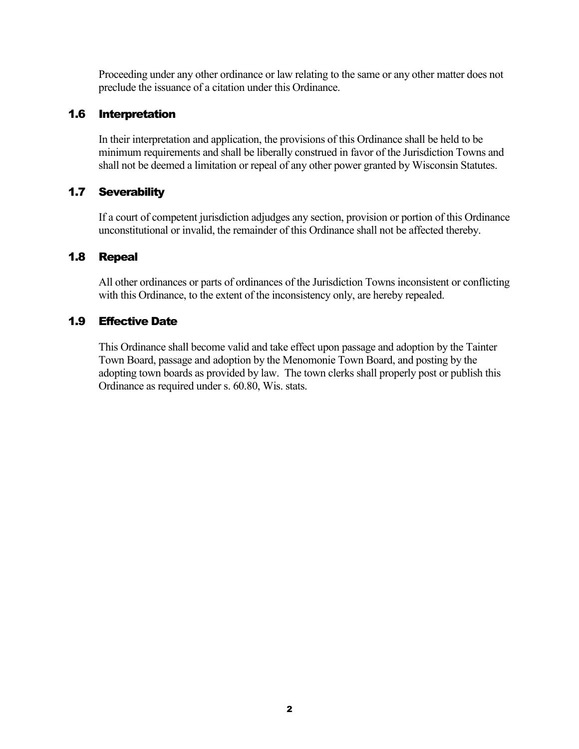Proceeding under any other ordinance or law relating to the same or any other matter does not preclude the issuance of a citation under this Ordinance.

### 1.6 Interpretation

In their interpretation and application, the provisions of this Ordinance shall be held to be minimum requirements and shall be liberally construed in favor of the Jurisdiction Towns and shall not be deemed a limitation or repeal of any other power granted by Wisconsin Statutes.

### 1.7 Severability

If a court of competent jurisdiction adjudges any section, provision or portion of this Ordinance unconstitutional or invalid, the remainder of this Ordinance shall not be affected thereby.

### 1.8 Repeal

All other ordinances or parts of ordinances of the Jurisdiction Towns inconsistent or conflicting with this Ordinance, to the extent of the inconsistency only, are hereby repealed.

### 1.9 Effective Date

This Ordinance shall become valid and take effect upon passage and adoption by the Tainter Town Board, passage and adoption by the Menomonie Town Board, and posting by the adopting town boards as provided by law. The town clerks shall properly post or publish this Ordinance as required under s. 60.80, Wis. stats.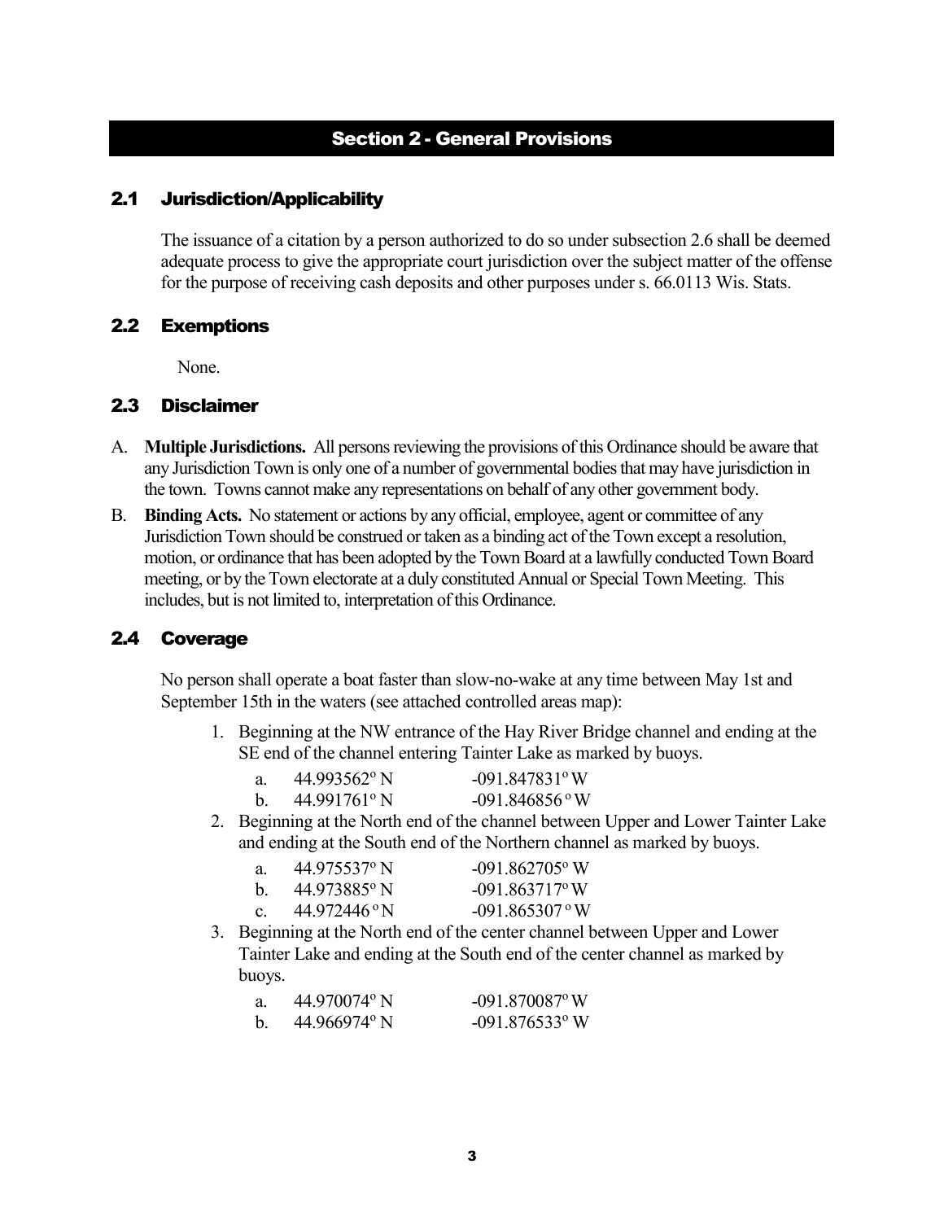## Section 2 - General Provisions

### 2.1 Jurisdiction/Applicability

The issuance of a citation by a person authorized to do so under subsection 2.6 shall be deemed adequate process to give the appropriate court jurisdiction over the subject matter of the offense for the purpose of receiving cash deposits and other purposes under s. 66.0113 Wis. Stats.

### 2.2 Exemptions

None.

### 2.3 Disclaimer

A. **Multiple Jurisdictions.** All persons reviewing the provisions of this Ordinance should be aware that any Jurisdiction Town is only one of a number of governmental bodies that may have jurisdiction in the town. Towns cannot make any representations on behalf of any other government body.

B. **Binding Acts.** No statement or actions by any official, employee, agent or committee of any Jurisdiction Town should be construed or taken as a binding act of the Town except a resolution, motion, or ordinance that has been adopted by the Town Board at a lawfully conducted Town Board meeting, or by the Town electorate at a duly constituted Annual or Special Town Meeting. This includes, but is not limited to, interpretation of this Ordinance.

### 2.4 Coverage

No person shall operate a boat faster than slow-no-wake at any time between May 1st and September 15th in the waters (see attached controlled areas map):

1. Beginning at the NW entrance of the Hay River Bridge channel and ending at the SE end of the channel entering Tainter Lake as marked by buoys.
   a. 44.993562º N -091.847831º W
   b. 44.991761º N -091.846856 º W
2. Beginning at the North end of the channel between Upper and Lower Tainter Lake and ending at the South end of the Northern channel as marked by buoys.
   a. 44.975537º N -091.862705º W
   b. 44.973885º N -091.863717º W
   c. 44.972446 º N -091.865307 º W
3. Beginning at the North end of the center channel between Upper and Lower Tainter Lake and ending at the South end of the center channel as marked by buoys.
   a. 44.970074º N -091.870087º W
   b. 44.966974º N -091.876533º W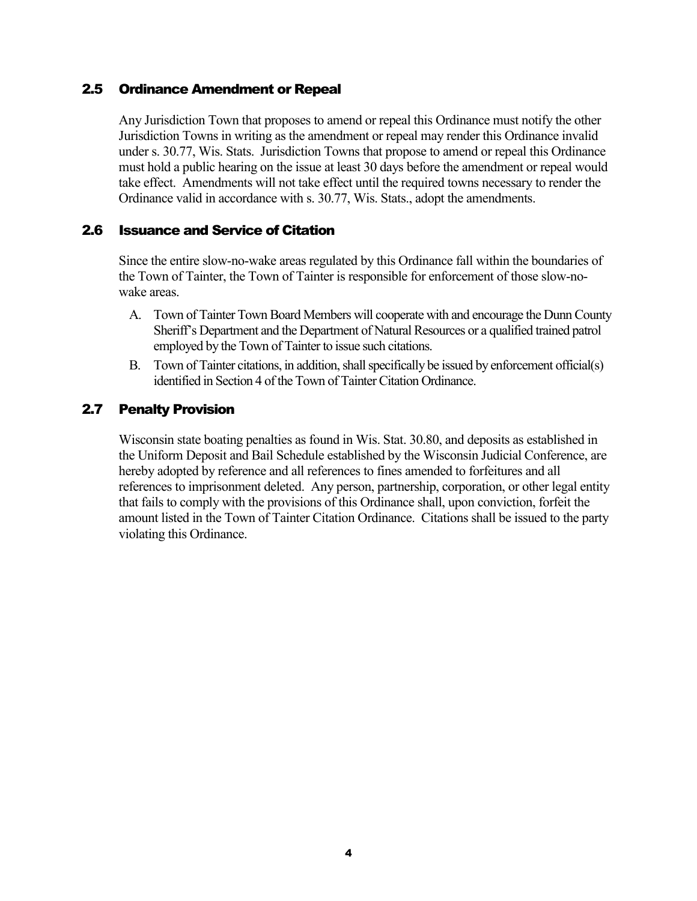## 2.5 Ordinance Amendment or Repeal

Any Jurisdiction Town that proposes to amend or repeal this Ordinance must notify the other Jurisdiction Towns in writing as the amendment or repeal may render this Ordinance invalid under s. 30.77, Wis. Stats. Jurisdiction Towns that propose to amend or repeal this Ordinance must hold a public hearing on the issue at least 30 days before the amendment or repeal would take effect. Amendments will not take effect until the required towns necessary to render the Ordinance valid in accordance with s. 30.77, Wis. Stats., adopt the amendments.

## 2.6 Issuance and Service of Citation

Since the entire slow-no-wake areas regulated by this Ordinance fall within the boundaries of the Town of Tainter, the Town of Tainter is responsible for enforcement of those slow-no-wake areas.

A. Town of Tainter Town Board Members will cooperate with and encourage the Dunn County Sheriff's Department and the Department of Natural Resources or a qualified trained patrol employed by the Town of Tainter to issue such citations.

B. Town of Tainter citations, in addition, shall specifically be issued by enforcement official(s) identified in Section 4 of the Town of Tainter Citation Ordinance.

## 2.7 Penalty Provision

Wisconsin state boating penalties as found in Wis. Stat. 30.80, and deposits as established in the Uniform Deposit and Bail Schedule established by the Wisconsin Judicial Conference, are hereby adopted by reference and all references to fines amended to forfeitures and all references to imprisonment deleted. Any person, partnership, corporation, or other legal entity that fails to comply with the provisions of this Ordinance shall, upon conviction, forfeit the amount listed in the Town of Tainter Citation Ordinance. Citations shall be issued to the party violating this Ordinance.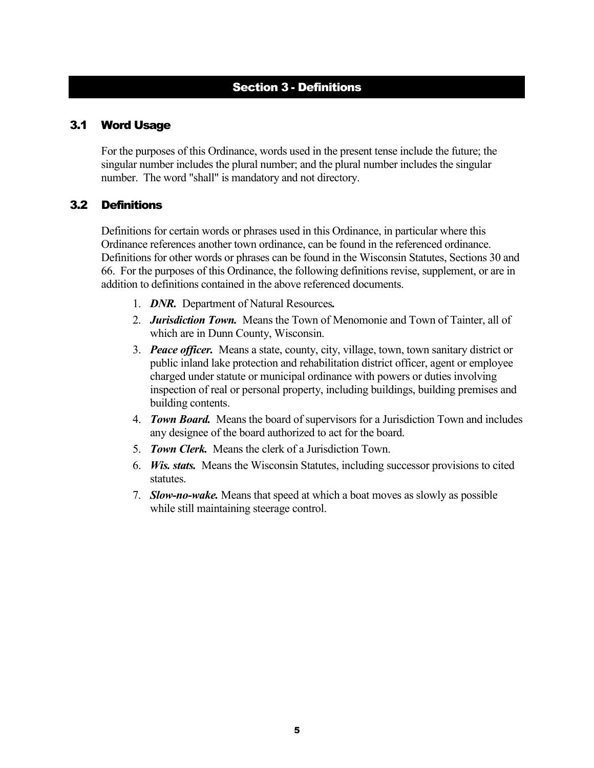# Section 3 - Definitions

## 3.1 Word Usage

For the purposes of this Ordinance, words used in the present tense include the future; the singular number includes the plural number; and the plural number includes the singular number. The word "shall" is mandatory and not directory.

## 3.2 Definitions

Definitions for certain words or phrases used in this Ordinance, in particular where this Ordinance references another town ordinance, can be found in the referenced ordinance. Definitions for other words or phrases can be found in the Wisconsin Statutes, Sections 30 and 66. For the purposes of this Ordinance, the following definitions revise, supplement, or are in addition to definitions contained in the above referenced documents.

1. ***DNR.*** Department of Natural Resources**.**
2. ***Jurisdiction Town.*** Means the Town of Menomonie and Town of Tainter, all of which are in Dunn County, Wisconsin.
3. ***Peace officer.*** Means a state, county, city, village, town, town sanitary district or public inland lake protection and rehabilitation district officer, agent or employee charged under statute or municipal ordinance with powers or duties involving inspection of real or personal property, including buildings, building premises and building contents.
4. ***Town Board.*** Means the board of supervisors for a Jurisdiction Town and includes any designee of the board authorized to act for the board.
5. ***Town Clerk.*** Means the clerk of a Jurisdiction Town.
6. ***Wis. stats.*** Means the Wisconsin Statutes, including successor provisions to cited statutes.
7. ***Slow-no-wake.*** Means that speed at which a boat moves as slowly as possible while still maintaining steerage control.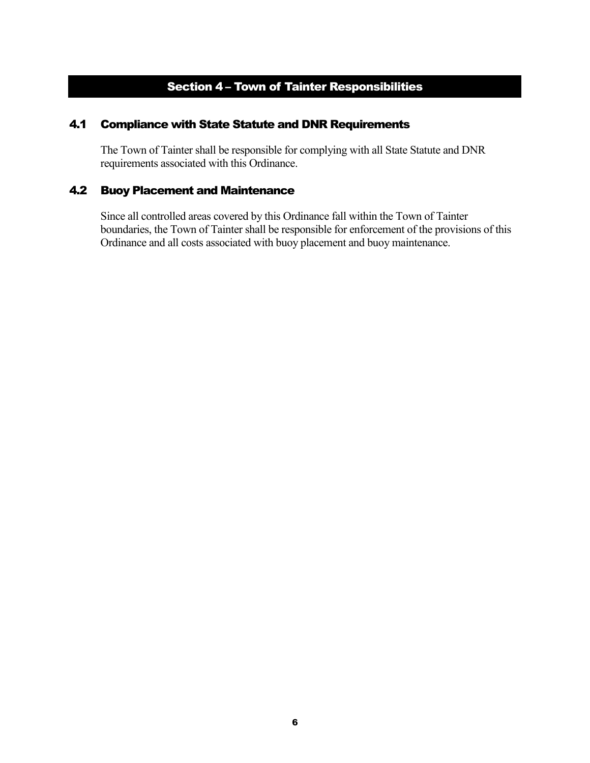# Section 4 – Town of Tainter Responsibilities

## 4.1 Compliance with State Statute and DNR Requirements

The Town of Tainter shall be responsible for complying with all State Statute and DNR requirements associated with this Ordinance.

## 4.2 Buoy Placement and Maintenance

Since all controlled areas covered by this Ordinance fall within the Town of Tainter boundaries, the Town of Tainter shall be responsible for enforcement of the provisions of this Ordinance and all costs associated with buoy placement and buoy maintenance.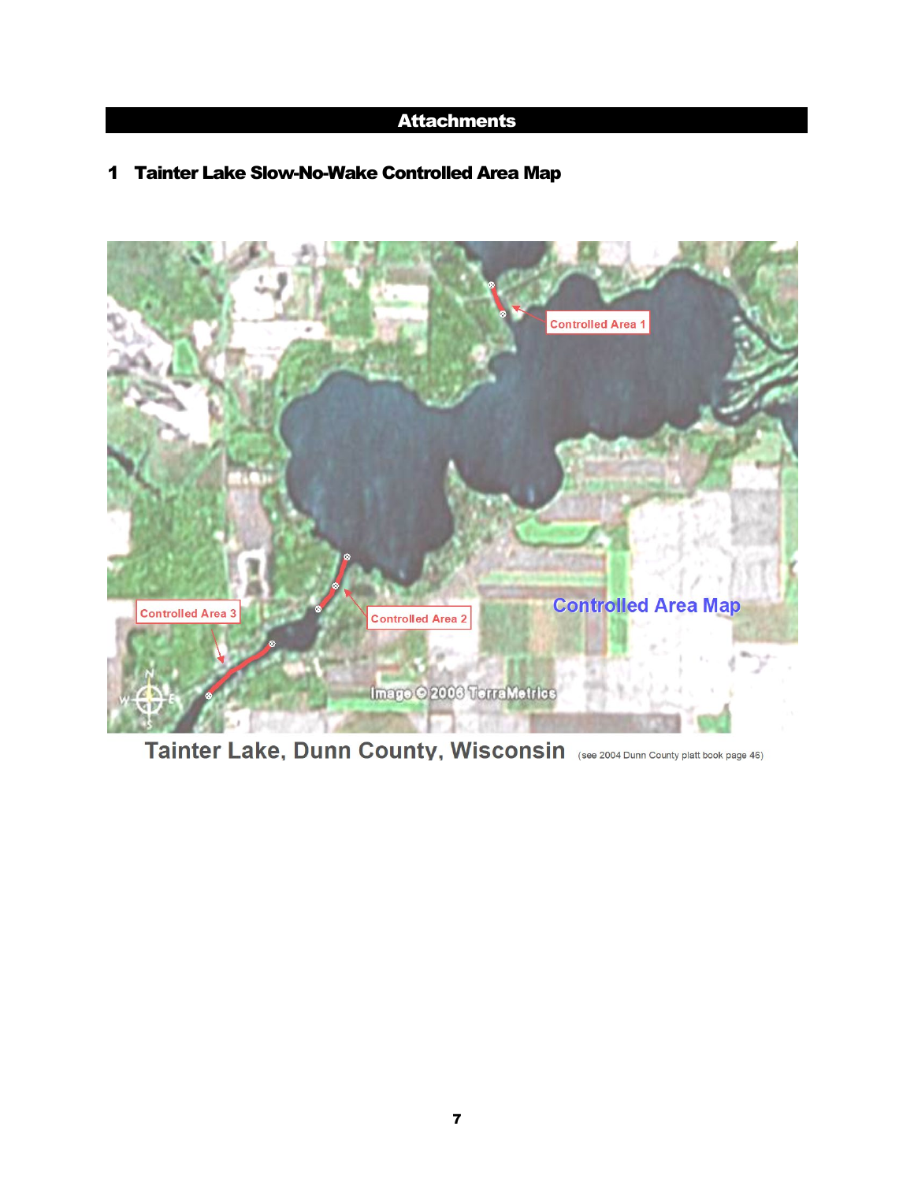# Attachments

## 1 Tainter Lake Slow-No-Wake Controlled Area Map

Controlled Area 1

Controlled Area 2

Controlled Area 3

Controlled Area Map

Image © 2006 TerraMetrics

Tainter Lake, Dunn County, Wisconsin (see 2004 Dunn County platt book page 46)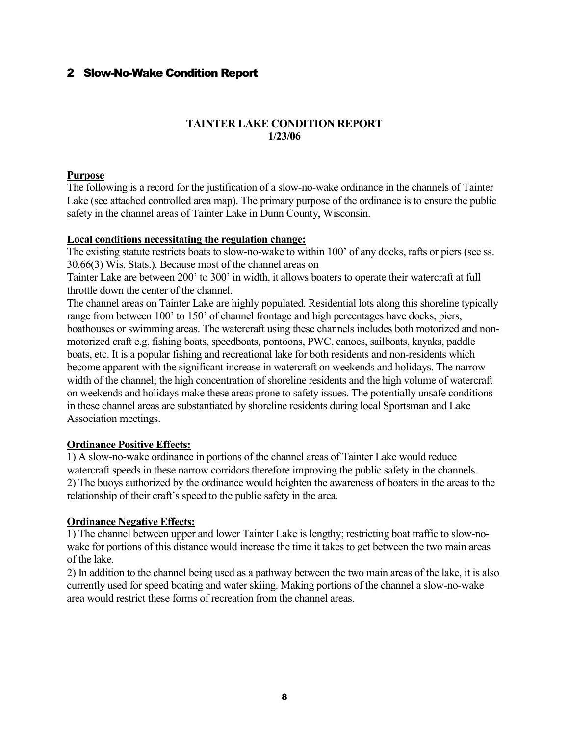## 2 Slow-No-Wake Condition Report

**TAINTER LAKE CONDITION REPORT**
**1/23/06**

**Purpose**

The following is a record for the justification of a slow-no-wake ordinance in the channels of Tainter Lake (see attached controlled area map). The primary purpose of the ordinance is to ensure the public safety in the channel areas of Tainter Lake in Dunn County, Wisconsin.

**Local conditions necessitating the regulation change:**

The existing statute restricts boats to slow-no-wake to within 100' of any docks, rafts or piers (see ss. 30.66(3) Wis. Stats.). Because most of the channel areas on Tainter Lake are between 200' to 300' in width, it allows boaters to operate their watercraft at full throttle down the center of the channel.

The channel areas on Tainter Lake are highly populated. Residential lots along this shoreline typically range from between 100' to 150' of channel frontage and high percentages have docks, piers, boathouses or swimming areas. The watercraft using these channels includes both motorized and non-motorized craft e.g. fishing boats, speedboats, pontoons, PWC, canoes, sailboats, kayaks, paddle boats, etc. It is a popular fishing and recreational lake for both residents and non-residents which become apparent with the significant increase in watercraft on weekends and holidays. The narrow width of the channel; the high concentration of shoreline residents and the high volume of watercraft on weekends and holidays make these areas prone to safety issues. The potentially unsafe conditions in these channel areas are substantiated by shoreline residents during local Sportsman and Lake Association meetings.

**Ordinance Positive Effects:**

1) A slow-no-wake ordinance in portions of the channel areas of Tainter Lake would reduce watercraft speeds in these narrow corridors therefore improving the public safety in the channels.
2) The buoys authorized by the ordinance would heighten the awareness of boaters in the areas to the relationship of their craft's speed to the public safety in the area.

**Ordinance Negative Effects:**

1) The channel between upper and lower Tainter Lake is lengthy; restricting boat traffic to slow-no-wake for portions of this distance would increase the time it takes to get between the two main areas of the lake.
2) In addition to the channel being used as a pathway between the two main areas of the lake, it is also currently used for speed boating and water skiing. Making portions of the channel a slow-no-wake area would restrict these forms of recreation from the channel areas.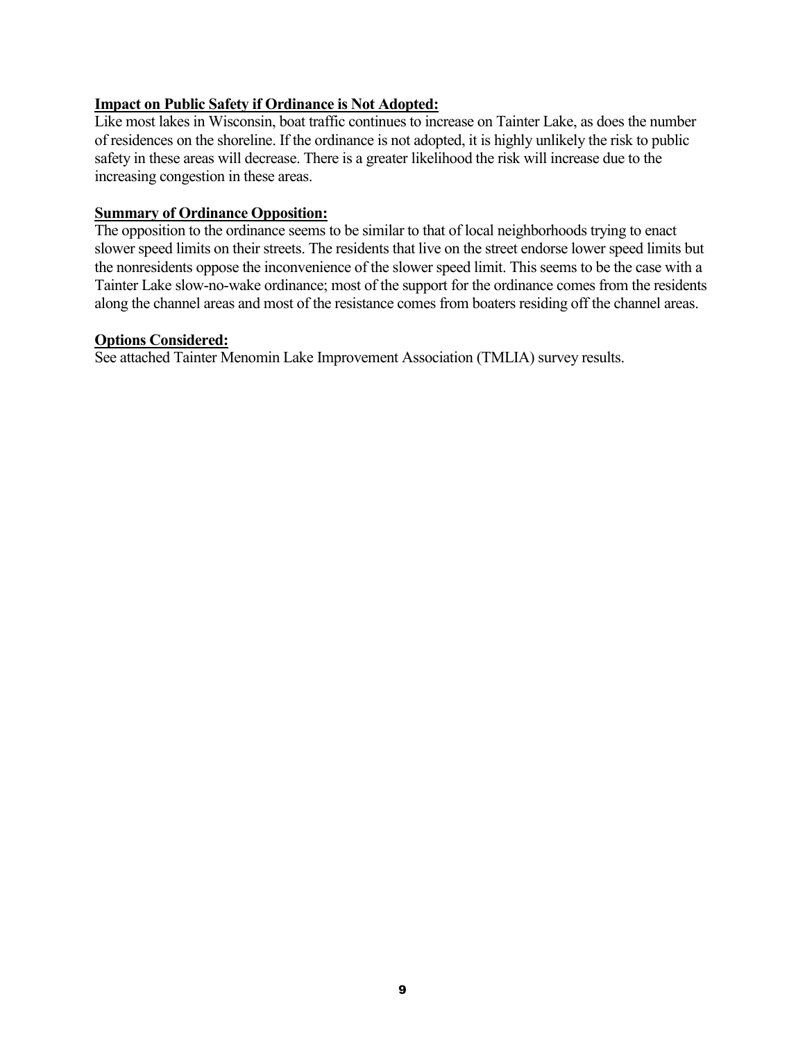**Impact on Public Safety if Ordinance is Not Adopted:**

Like most lakes in Wisconsin, boat traffic continues to increase on Tainter Lake, as does the number of residences on the shoreline. If the ordinance is not adopted, it is highly unlikely the risk to public safety in these areas will decrease. There is a greater likelihood the risk will increase due to the increasing congestion in these areas.

**Summary of Ordinance Opposition:**

The opposition to the ordinance seems to be similar to that of local neighborhoods trying to enact slower speed limits on their streets. The residents that live on the street endorse lower speed limits but the nonresidents oppose the inconvenience of the slower speed limit. This seems to be the case with a Tainter Lake slow-no-wake ordinance; most of the support for the ordinance comes from the residents along the channel areas and most of the resistance comes from boaters residing off the channel areas.

**Options Considered:**

See attached Tainter Menomin Lake Improvement Association (TMLIA) survey results.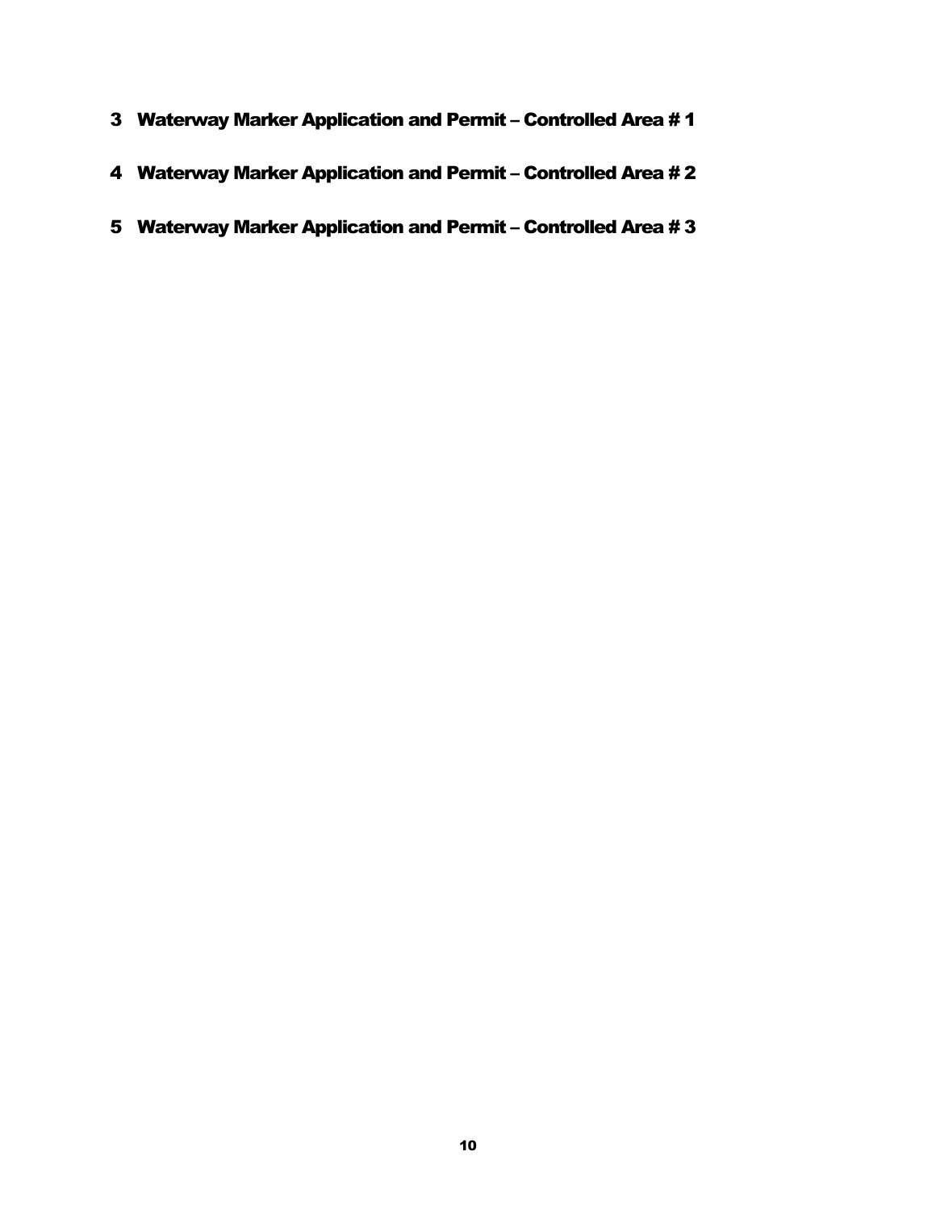# 3 Waterway Marker Application and Permit – Controlled Area # 1

# 4 Waterway Marker Application and Permit – Controlled Area # 2

# 5 Waterway Marker Application and Permit – Controlled Area # 3